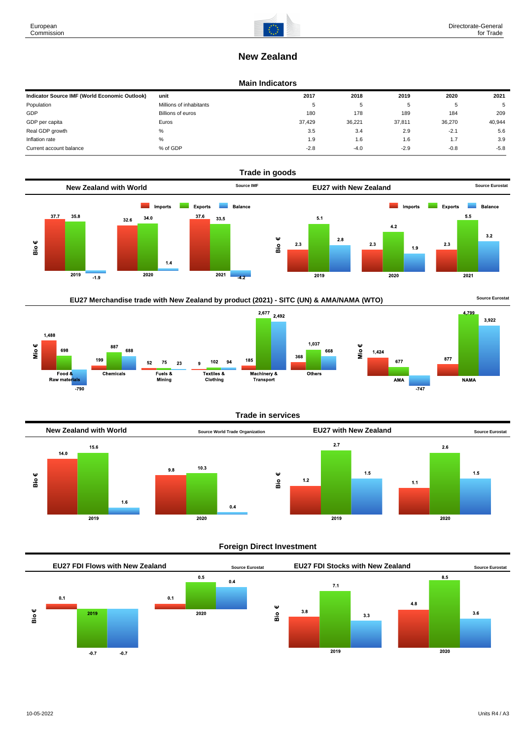# New Zealand

## Main Indicators

| Indicator Source IMF (World Economic Outlook) | unit | 2017 | 2018 | 2019 | 2020 | 2021 |
|---|---|---|---|---|---|---|
| Population | Millions of inhabitants | 5 | 5 | 5 | 5 | 5 |
| GDP | Billions of euros | 180 | 178 | 189 | 184 | 209 |
| GDP per capita | Euros | 37,429 | 36,221 | 37,811 | 36,270 | 40,944 |
| Real GDP growth | % | 3.5 | 3.4 | 2.9 | -2.1 | 5.6 |
| Inflation rate | % | 1.9 | 1.6 | 1.6 | 1.7 | 3.9 |
| Current account balance | % of GDP | -2.8 | -4.0 | -2.9 | -0.8 | -5.8 |

## Trade in goods

### New Zealand with World

Source IMF

Bio €

| | Imports | Exports | Balance |
|---|---|---|---|
| 2019 | 37.7 | 35.8 | -1.9 |
| 2020 | 32.6 | 34.0 | 1.4 |
| 2021 | 37.6 | 33.5 | -4.2 |

### EU27 with New Zealand

Source Eurostat

Bio €

| | Imports | Exports | Balance |
|---|---|---|---|
| 2019 | 2.3 | 5.1 | 2.8 |
| 2020 | 2.3 | 4.2 | 1.9 |
| 2021 | 2.3 | 5.5 | 3.2 |

### EU27 Merchandise trade with New Zealand by product (2021) - SITC (UN) & AMA/NAMA (WTO)

Source Eurostat

Mio €

| | Imports | Exports | Balance |
|---|---|---|---|
| Food & Raw materials | 1,488 | 698 | -790 |
| Chemicals | 199 | 887 | 688 |
| Fuels & Mining | 52 | 75 | 23 |
| Textiles & Clothing | 9 | 102 | 94 |
| Machinery & Transport | 185 | 2,677 | 2,492 |
| Others | 368 | 1,037 | 668 |

Mio €

| | Imports | Exports | Balance |
|---|---|---|---|
| AMA | 1,424 | 677 | -747 |
| NAMA | 877 | 4,799 | 3,922 |

## Trade in services

### New Zealand with World

Source World Trade Organization

Bio €

| | Imports | Exports | Balance |
|---|---|---|---|
| 2019 | 14.0 | 15.6 | 1.6 |
| 2020 | 9.8 | 10.3 | 0.4 |

### EU27 with New Zealand

Source Eurostat

Bio €

| | Imports | Exports | Balance |
|---|---|---|---|
| 2019 | 1.2 | 2.7 | 1.5 |
| 2020 | 1.1 | 2.6 | 1.5 |

## Foreign Direct Investment

### EU27 FDI Flows with New Zealand

Source Eurostat

Bio €

| | Inward | Outward | Balance |
|---|---|---|---|
| 2019 | 0.1 | -0.7 | -0.7 |
| 2020 | 0.1 | 0.5 | 0.4 |

### EU27 FDI Stocks with New Zealand

Source Eurostat

Bio €

| | Inward | Outward | Balance |
|---|---|---|---|
| 2019 | 3.8 | 7.1 | 3.3 |
| 2020 | 4.8 | 8.5 | 3.6 |

10-05-2022

Units R4 / A3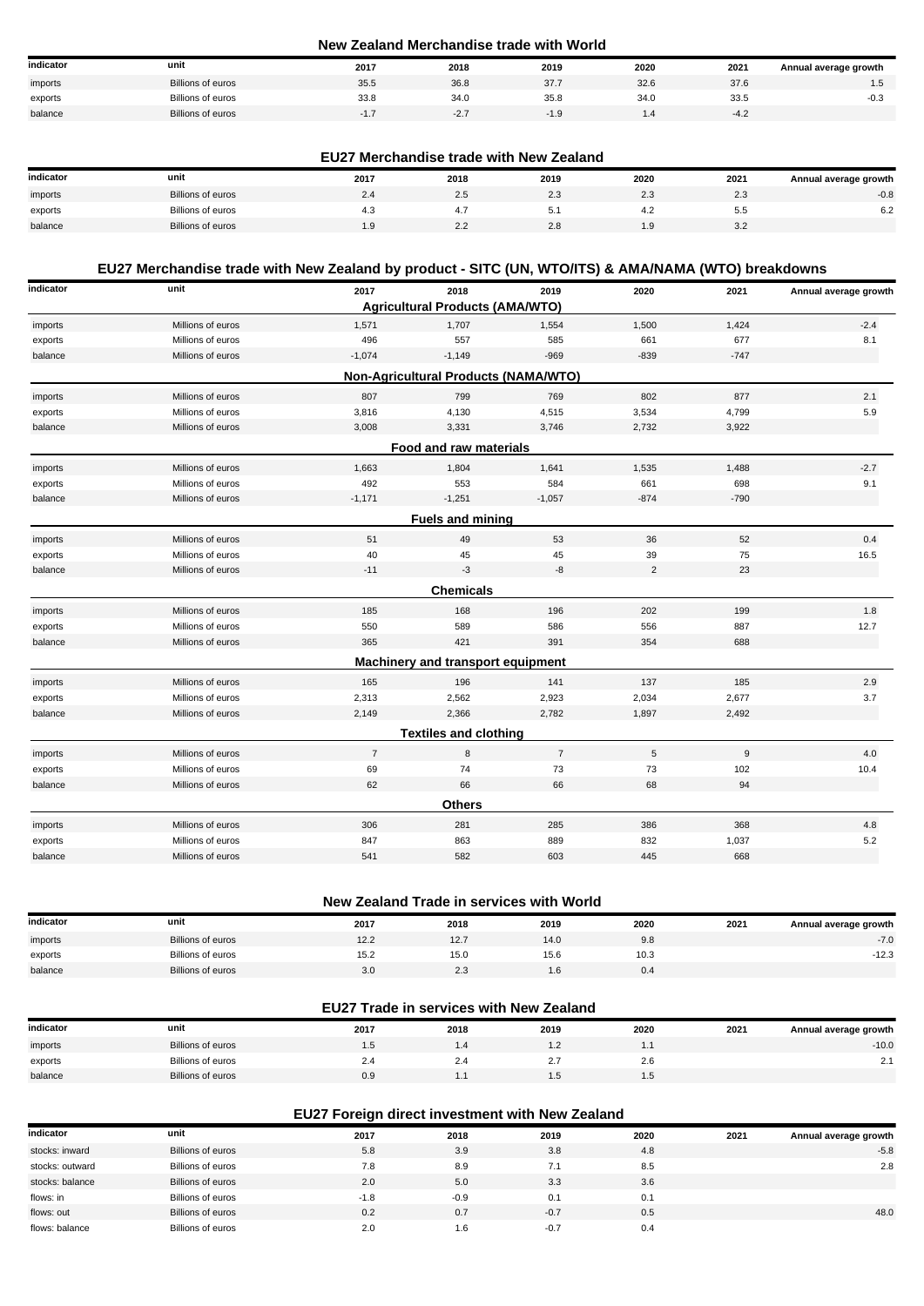### New Zealand Merchandise trade with World

| indicator | unit | 2017 | 2018 | 2019 | 2020 | 2021 | Annual average growth |
|---|---|---|---|---|---|---|---|
| imports | Billions of euros | 35.5 | 36.8 | 37.7 | 32.6 | 37.6 | 1.5 |
| exports | Billions of euros | 33.8 | 34.0 | 35.8 | 34.0 | 33.5 | -0.3 |
| balance | Billions of euros | -1.7 | -2.7 | -1.9 | 1.4 | -4.2 | |

### EU27 Merchandise trade with New Zealand

| indicator | unit | 2017 | 2018 | 2019 | 2020 | 2021 | Annual average growth |
|---|---|---|---|---|---|---|---|
| imports | Billions of euros | 2.4 | 2.5 | 2.3 | 2.3 | 2.3 | -0.8 |
| exports | Billions of euros | 4.3 | 4.7 | 5.1 | 4.2 | 5.5 | 6.2 |
| balance | Billions of euros | 1.9 | 2.2 | 2.8 | 1.9 | 3.2 | |

### EU27 Merchandise trade with New Zealand by product - SITC (UN, WTO/ITS) & AMA/NAMA (WTO) breakdowns

| indicator | unit | 2017 | 2018 | 2019 | 2020 | 2021 | Annual average growth |
|---|---|---|---|---|---|---|---|
| | | | **Agricultural Products (AMA/WTO)** | | | | |
| imports | Millions of euros | 1,571 | 1,707 | 1,554 | 1,500 | 1,424 | -2.4 |
| exports | Millions of euros | 496 | 557 | 585 | 661 | 677 | 8.1 |
| balance | Millions of euros | -1,074 | -1,149 | -969 | -839 | -747 | |
| | | | **Non-Agricultural Products (NAMA/WTO)** | | | | |
| imports | Millions of euros | 807 | 799 | 769 | 802 | 877 | 2.1 |
| exports | Millions of euros | 3,816 | 4,130 | 4,515 | 3,534 | 4,799 | 5.9 |
| balance | Millions of euros | 3,008 | 3,331 | 3,746 | 2,732 | 3,922 | |
| | | | **Food and raw materials** | | | | |
| imports | Millions of euros | 1,663 | 1,804 | 1,641 | 1,535 | 1,488 | -2.7 |
| exports | Millions of euros | 492 | 553 | 584 | 661 | 698 | 9.1 |
| balance | Millions of euros | -1,171 | -1,251 | -1,057 | -874 | -790 | |
| | | | **Fuels and mining** | | | | |
| imports | Millions of euros | 51 | 49 | 53 | 36 | 52 | 0.4 |
| exports | Millions of euros | 40 | 45 | 45 | 39 | 75 | 16.5 |
| balance | Millions of euros | -11 | -3 | -8 | 2 | 23 | |
| | | | **Chemicals** | | | | |
| imports | Millions of euros | 185 | 168 | 196 | 202 | 199 | 1.8 |
| exports | Millions of euros | 550 | 589 | 586 | 556 | 887 | 12.7 |
| balance | Millions of euros | 365 | 421 | 391 | 354 | 688 | |
| | | | **Machinery and transport equipment** | | | | |
| imports | Millions of euros | 165 | 196 | 141 | 137 | 185 | 2.9 |
| exports | Millions of euros | 2,313 | 2,562 | 2,923 | 2,034 | 2,677 | 3.7 |
| balance | Millions of euros | 2,149 | 2,366 | 2,782 | 1,897 | 2,492 | |
| | | | **Textiles and clothing** | | | | |
| imports | Millions of euros | 7 | 8 | 7 | 5 | 9 | 4.0 |
| exports | Millions of euros | 69 | 74 | 73 | 73 | 102 | 10.4 |
| balance | Millions of euros | 62 | 66 | 66 | 68 | 94 | |
| | | | **Others** | | | | |
| imports | Millions of euros | 306 | 281 | 285 | 386 | 368 | 4.8 |
| exports | Millions of euros | 847 | 863 | 889 | 832 | 1,037 | 5.2 |
| balance | Millions of euros | 541 | 582 | 603 | 445 | 668 | |

### New Zealand Trade in services with World

| indicator | unit | 2017 | 2018 | 2019 | 2020 | 2021 | Annual average growth |
|---|---|---|---|---|---|---|---|
| imports | Billions of euros | 12.2 | 12.7 | 14.0 | 9.8 | | -7.0 |
| exports | Billions of euros | 15.2 | 15.0 | 15.6 | 10.3 | | -12.3 |
| balance | Billions of euros | 3.0 | 2.3 | 1.6 | 0.4 | | |

### EU27 Trade in services with New Zealand

| indicator | unit | 2017 | 2018 | 2019 | 2020 | 2021 | Annual average growth |
|---|---|---|---|---|---|---|---|
| imports | Billions of euros | 1.5 | 1.4 | 1.2 | 1.1 | | -10.0 |
| exports | Billions of euros | 2.4 | 2.4 | 2.7 | 2.6 | | 2.1 |
| balance | Billions of euros | 0.9 | 1.1 | 1.5 | 1.5 | | |

### EU27 Foreign direct investment with New Zealand

| indicator | unit | 2017 | 2018 | 2019 | 2020 | 2021 | Annual average growth |
|---|---|---|---|---|---|---|---|
| stocks: inward | Billions of euros | 5.8 | 3.9 | 3.8 | 4.8 | | -5.8 |
| stocks: outward | Billions of euros | 7.8 | 8.9 | 7.1 | 8.5 | | 2.8 |
| stocks: balance | Billions of euros | 2.0 | 5.0 | 3.3 | 3.6 | | |
| flows: in | Billions of euros | -1.8 | -0.9 | 0.1 | 0.1 | | |
| flows: out | Billions of euros | 0.2 | 0.7 | -0.7 | 0.5 | | 48.0 |
| flows: balance | Billions of euros | 2.0 | 1.6 | -0.7 | 0.4 | | |